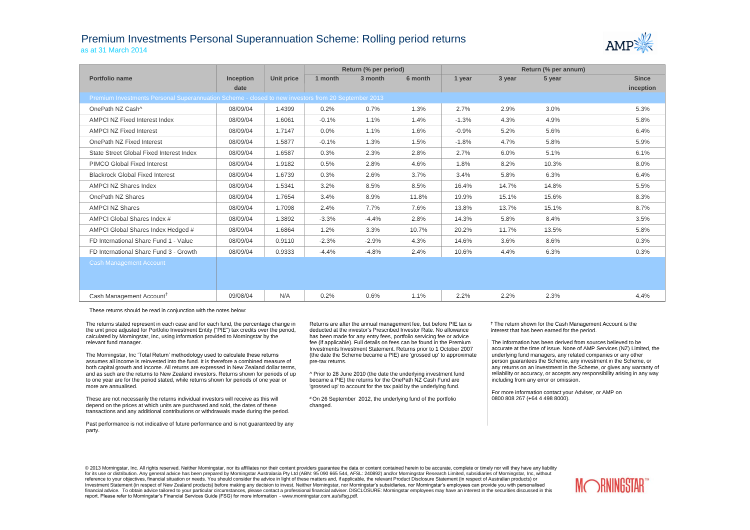# Premium Investments Personal Superannuation Scheme: Rolling period returns

as at 31 March 2014

| Portfolio name | Inception date | Unit price | Return (% per period) | | | Return (% per annum) | | | |
|---|---|---|---|---|---|---|---|---|---|
| | | | 1 month | 3 month | 6 month | 1 year | 3 year | 5 year | Since inception |
| Premium Investments Personal Superannuation Scheme - closed to new investors from 20 September 2013 | | | | | | | | | |
| OnePath NZ Cash^ | 08/09/04 | 1.4399 | 0.2% | 0.7% | 1.3% | 2.7% | 2.9% | 3.0% | 5.3% |
| AMPCI NZ Fixed Interest Index | 08/09/04 | 1.6061 | -0.1% | 1.1% | 1.4% | -1.3% | 4.3% | 4.9% | 5.8% |
| AMPCI NZ Fixed Interest | 08/09/04 | 1.7147 | 0.0% | 1.1% | 1.6% | -0.9% | 5.2% | 5.6% | 6.4% |
| OnePath NZ Fixed Interest | 08/09/04 | 1.5877 | -0.1% | 1.3% | 1.5% | -1.8% | 4.7% | 5.8% | 5.9% |
| State Street Global Fixed Interest Index | 08/09/04 | 1.6587 | 0.3% | 2.3% | 2.8% | 2.7% | 6.0% | 5.1% | 6.1% |
| PIMCO Global Fixed Interest | 08/09/04 | 1.9182 | 0.5% | 2.8% | 4.6% | 1.8% | 8.2% | 10.3% | 8.0% |
| Blackrock Global Fixed Interest | 08/09/04 | 1.6739 | 0.3% | 2.6% | 3.7% | 3.4% | 5.8% | 6.3% | 6.4% |
| AMPCI NZ Shares Index | 08/09/04 | 1.5341 | 3.2% | 8.5% | 8.5% | 16.4% | 14.7% | 14.8% | 5.5% |
| OnePath NZ Shares | 08/09/04 | 1.7654 | 3.4% | 8.9% | 11.8% | 19.9% | 15.1% | 15.6% | 8.3% |
| AMPCI NZ Shares | 08/09/04 | 1.7098 | 2.4% | 7.7% | 7.6% | 13.8% | 13.7% | 15.1% | 8.7% |
| AMPCI Global Shares Index # | 08/09/04 | 1.3892 | -3.3% | -4.4% | 2.8% | 14.3% | 5.8% | 8.4% | 3.5% |
| AMPCI Global Shares Index Hedged # | 08/09/04 | 1.6864 | 1.2% | 3.3% | 10.7% | 20.2% | 11.7% | 13.5% | 5.8% |
| FD International Share Fund 1 - Value | 08/09/04 | 0.9110 | -2.3% | -2.9% | 4.3% | 14.6% | 3.6% | 8.6% | 0.3% |
| FD International Share Fund 3 - Growth | 08/09/04 | 0.9333 | -4.4% | -4.8% | 2.4% | 10.6% | 4.4% | 6.3% | 0.3% |
| Cash Management Account | | | | | | | | | |
| Cash Management Account‡ | 09/08/04 | N/A | 0.2% | 0.6% | 1.1% | 2.2% | 2.2% | 2.3% | 4.4% |

These returns should be read in conjunction with the notes below:

The returns stated represent in each case and for each fund, the percentage change in the unit price adjusted for Portfolio Investment Entity ("PIE") tax credits over the period, calculated by Morningstar, Inc, using information provided to Morningstar by the relevant fund manager.

The Morningstar, Inc 'Total Return' methodology used to calculate these returns assumes all income is reinvested into the fund. It is therefore a combined measure of both capital growth and income. All returns are expressed in New Zealand dollar terms, and as such are the returns to New Zealand investors. Returns shown for periods of up to one year are for the period stated, while returns shown for periods of one year or more are annualised.

These are not necessarily the returns individual investors will receive as this will depend on the prices at which units are purchased and sold, the dates of these transactions and any additional contributions or withdrawals made during the period.

Past performance is not indicative of future performance and is not guaranteed by any party.

Returns are after the annual management fee, but before PIE tax is deducted at the investor's Prescribed Investor Rate. No allowance has been made for any entry fees, portfolio servicing fee or advice fee (if applicable). Full details on fees can be found in the Premium Investments Investment Statement. Returns prior to 1 October 2007 (the date the Scheme became a PIE) are 'grossed up' to approximate pre-tax returns.

^ Prior to 28 June 2010 (the date the underlying investment fund became a PIE) the returns for the OnePath NZ Cash Fund are 'grossed up' to account for the tax paid by the underlying fund.

# On 26 September 2012, the underlying fund of the portfolio changed.

‡ The return shown for the Cash Management Account is the interest that has been earned for the period.

The information has been derived from sources believed to be accurate at the time of issue. None of AMP Services (NZ) Limited, the underlying fund managers, any related companies or any other person guarantees the Scheme, any investment in the Scheme, or any returns on an investment in the Scheme, or gives any warranty of reliability or accuracy, or accepts any responsibility arising in any way including from any error or omission.

For more information contact your Adviser, or AMP on 0800 808 267 (+64 4 498 8000).

© 2013 Morningstar, Inc. All rights reserved. Neither Morningstar, nor its affiliates nor their content providers guarantee the data or content contained herein to be accurate, complete or timely nor will they have any liability for its use or distribution. Any general advice has been prepared by Morningstar Australasia Pty Ltd (ABN: 95 090 665 544, AFSL: 240892) and/or Morningstar Research Limited, subsidiaries of Morningstar, Inc, without reference to your objectives, financial situation or needs. You should consider the advice in light of these matters and, if applicable, the relevant Product Disclosure Statement (in respect of Australian products) or Investment Statement (in respect of New Zealand products) before making any decision to invest. Neither Morningstar, nor Morningstar's subsidiaries, nor Morningstar's employees can provide you with personalised financial advice. To obtain advice tailored to your particular circumstances, please contact a professional financial adviser. DISCLOSURE: Morningstar employees may have an interest in the securities discussed in this report. Please refer to Morningstar's Financial Services Guide (FSG) for more information - www.morningstar.com.au/s/fsg.pdf.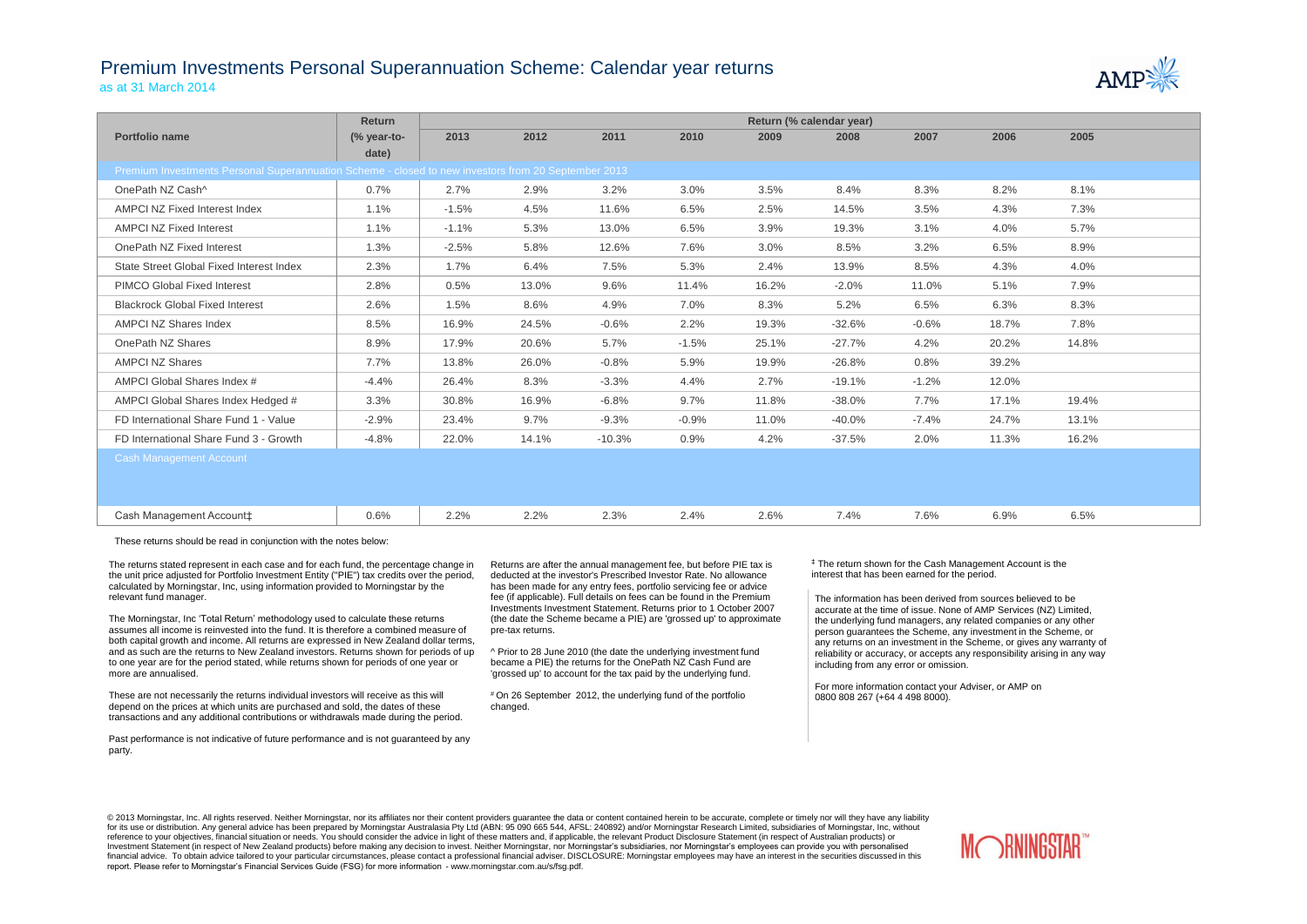# Premium Investments Personal Superannuation Scheme: Calendar year returns

as at 31 March 2014

| Portfolio name | Return (% year-to-date) | Return (% calendar year) | | | | | | | | |
|---|---|---|---|---|---|---|---|---|---|---|
| | | 2013 | 2012 | 2011 | 2010 | 2009 | 2008 | 2007 | 2006 | 2005 |
| Premium Investments Personal Superannuation Scheme - closed to new investors from 20 September 2013 | | | | | | | | | | |
| OnePath NZ Cash^ | 0.7% | 2.7% | 2.9% | 3.2% | 3.0% | 3.5% | 8.4% | 8.3% | 8.2% | 8.1% |
| AMPCI NZ Fixed Interest Index | 1.1% | -1.5% | 4.5% | 11.6% | 6.5% | 2.5% | 14.5% | 3.5% | 4.3% | 7.3% |
| AMPCI NZ Fixed Interest | 1.1% | -1.1% | 5.3% | 13.0% | 6.5% | 3.9% | 19.3% | 3.1% | 4.0% | 5.7% |
| OnePath NZ Fixed Interest | 1.3% | -2.5% | 5.8% | 12.6% | 7.6% | 3.0% | 8.5% | 3.2% | 6.5% | 8.9% |
| State Street Global Fixed Interest Index | 2.3% | 1.7% | 6.4% | 7.5% | 5.3% | 2.4% | 13.9% | 8.5% | 4.3% | 4.0% |
| PIMCO Global Fixed Interest | 2.8% | 0.5% | 13.0% | 9.6% | 11.4% | 16.2% | -2.0% | 11.0% | 5.1% | 7.9% |
| Blackrock Global Fixed Interest | 2.6% | 1.5% | 8.6% | 4.9% | 7.0% | 8.3% | 5.2% | 6.5% | 6.3% | 8.3% |
| AMPCI NZ Shares Index | 8.5% | 16.9% | 24.5% | -0.6% | 2.2% | 19.3% | -32.6% | -0.6% | 18.7% | 7.8% |
| OnePath NZ Shares | 8.9% | 17.9% | 20.6% | 5.7% | -1.5% | 25.1% | -27.7% | 4.2% | 20.2% | 14.8% |
| AMPCI NZ Shares | 7.7% | 13.8% | 26.0% | -0.8% | 5.9% | 19.9% | -26.8% | 0.8% | 39.2% | |
| AMPCI Global Shares Index # | -4.4% | 26.4% | 8.3% | -3.3% | 4.4% | 2.7% | -19.1% | -1.2% | 12.0% | |
| AMPCI Global Shares Index Hedged # | 3.3% | 30.8% | 16.9% | -6.8% | 9.7% | 11.8% | -38.0% | 7.7% | 17.1% | 19.4% |
| FD International Share Fund 1 - Value | -2.9% | 23.4% | 9.7% | -9.3% | -0.9% | 11.0% | -40.0% | -7.4% | 24.7% | 13.1% |
| FD International Share Fund 3 - Growth | -4.8% | 22.0% | 14.1% | -10.3% | 0.9% | 4.2% | -37.5% | 2.0% | 11.3% | 16.2% |
| Cash Management Account | | | | | | | | | | |
| Cash Management Account‡ | 0.6% | 2.2% | 2.2% | 2.3% | 2.4% | 2.6% | 7.4% | 7.6% | 6.9% | 6.5% |

These returns should be read in conjunction with the notes below:

The returns stated represent in each case and for each fund, the percentage change in the unit price adjusted for Portfolio Investment Entity ("PIE") tax credits over the period, calculated by Morningstar, Inc, using information provided to Morningstar by the relevant fund manager.

The Morningstar, Inc 'Total Return' methodology used to calculate these returns assumes all income is reinvested into the fund. It is therefore a combined measure of both capital growth and income. All returns are expressed in New Zealand dollar terms, and as such are the returns to New Zealand investors. Returns shown for periods of up to one year are for the period stated, while returns shown for periods of one year or more are annualised.

These are not necessarily the returns individual investors will receive as this will depend on the prices at which units are purchased and sold, the dates of these transactions and any additional contributions or withdrawals made during the period.

Past performance is not indicative of future performance and is not guaranteed by any party.

Returns are after the annual management fee, but before PIE tax is deducted at the investor's Prescribed Investor Rate. No allowance has been made for any entry fees, portfolio servicing fee or advice fee (if applicable). Full details on fees can be found in the Premium Investments Investment Statement. Returns prior to 1 October 2007 (the date the Scheme became a PIE) are 'grossed up' to approximate pre-tax returns.

^ Prior to 28 June 2010 (the date the underlying investment fund became a PIE) the returns for the OnePath NZ Cash Fund are 'grossed up' to account for the tax paid by the underlying fund.

# On 26 September 2012, the underlying fund of the portfolio changed.

‡ The return shown for the Cash Management Account is the interest that has been earned for the period.

The information has been derived from sources believed to be accurate at the time of issue. None of AMP Services (NZ) Limited, the underlying fund managers, any related companies or any other person guarantees the Scheme, any investment in the Scheme, or any returns on an investment in the Scheme, or gives any warranty of reliability or accuracy, or accepts any responsibility arising in any way including from any error or omission.

For more information contact your Adviser, or AMP on 0800 808 267 (+64 4 498 8000).

© 2013 Morningstar, Inc. All rights reserved. Neither Morningstar, nor its affiliates nor their content providers guarantee the data or content contained herein to be accurate, complete or timely nor will they have any liability for its use or distribution. Any general advice has been prepared by Morningstar Australasia Pty Ltd (ABN: 95 090 665 544, AFSL: 240892) and/or Morningstar Research Limited, subsidiaries of Morningstar, Inc, without reference to your objectives, financial situation or needs. You should consider the advice in light of these matters and, if applicable, the relevant Product Disclosure Statement (in respect of Australian products) or Investment Statement (in respect of New Zealand products) before making any decision to invest. Neither Morningstar, nor Morningstar's subsidiaries, nor Morningstar's employees can provide you with personalised financial advice. To obtain advice tailored to your particular circumstances, please contact a professional financial adviser. DISCLOSURE: Morningstar employees may have an interest in the securities discussed in this report. Please refer to Morningstar's Financial Services Guide (FSG) for more information - www.morningstar.com.au/s/fsg.pdf.